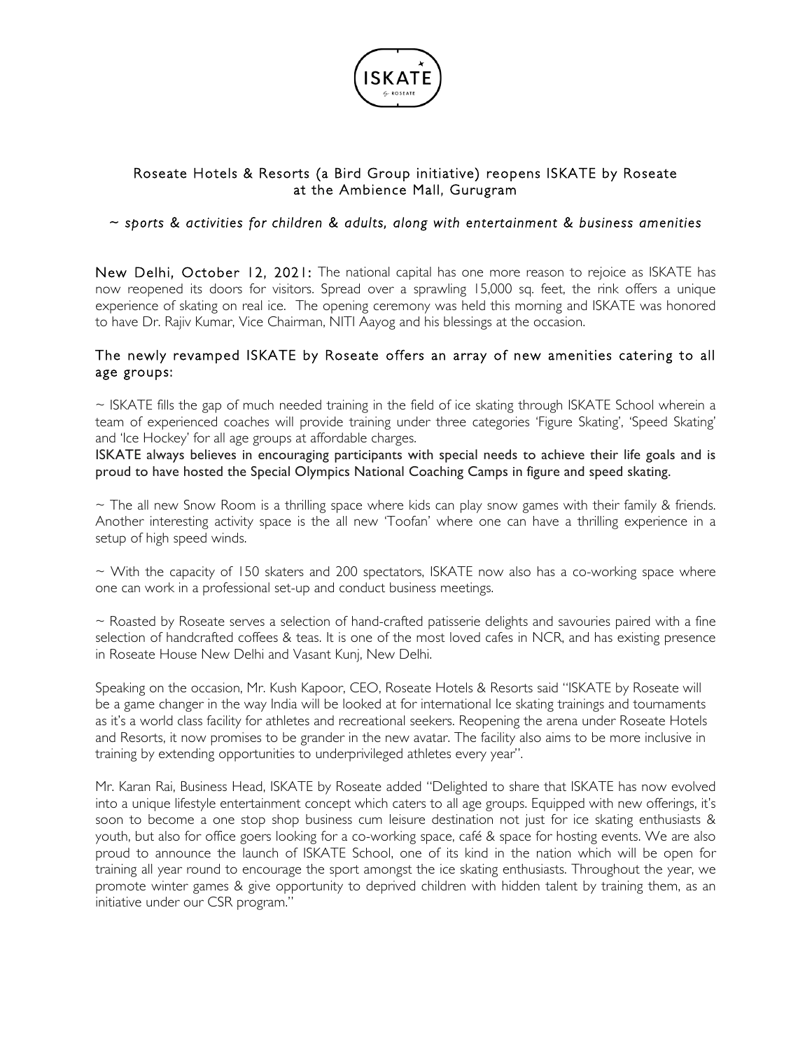# Roseate Hotels & Resorts (a Bird Group initiative) reopens ISKATE by Roseate at the Ambience Mall, Gurugram

*~ sports & activities for children & adults, along with entertainment & business amenities*

New Delhi, October 12, 2021: The national capital has one more reason to rejoice as ISKATE has now reopened its doors for visitors. Spread over a sprawling 15,000 sq. feet, the rink offers a unique experience of skating on real ice. The opening ceremony was held this morning and ISKATE was honored to have Dr. Rajiv Kumar, Vice Chairman, NITI Aayog and his blessings at the occasion.

## The newly revamped ISKATE by Roseate offers an array of new amenities catering to all age groups:

~ ISKATE fills the gap of much needed training in the field of ice skating through ISKATE School wherein a team of experienced coaches will provide training under three categories 'Figure Skating', 'Speed Skating' and 'Ice Hockey' for all age groups at affordable charges.

ISKATE always believes in encouraging participants with special needs to achieve their life goals and is proud to have hosted the Special Olympics National Coaching Camps in figure and speed skating.

~ The all new Snow Room is a thrilling space where kids can play snow games with their family & friends. Another interesting activity space is the all new 'Toofan' where one can have a thrilling experience in a setup of high speed winds.

~ With the capacity of 150 skaters and 200 spectators, ISKATE now also has a co-working space where one can work in a professional set-up and conduct business meetings.

~ Roasted by Roseate serves a selection of hand-crafted patisserie delights and savouries paired with a fine selection of handcrafted coffees & teas. It is one of the most loved cafes in NCR, and has existing presence in Roseate House New Delhi and Vasant Kunj, New Delhi.

Speaking on the occasion, Mr. Kush Kapoor, CEO, Roseate Hotels & Resorts said "ISKATE by Roseate will be a game changer in the way India will be looked at for international Ice skating trainings and tournaments as it's a world class facility for athletes and recreational seekers. Reopening the arena under Roseate Hotels and Resorts, it now promises to be grander in the new avatar. The facility also aims to be more inclusive in training by extending opportunities to underprivileged athletes every year".

Mr. Karan Rai, Business Head, ISKATE by Roseate added "Delighted to share that ISKATE has now evolved into a unique lifestyle entertainment concept which caters to all age groups. Equipped with new offerings, it's soon to become a one stop shop business cum leisure destination not just for ice skating enthusiasts & youth, but also for office goers looking for a co-working space, café & space for hosting events. We are also proud to announce the launch of ISKATE School, one of its kind in the nation which will be open for training all year round to encourage the sport amongst the ice skating enthusiasts. Throughout the year, we promote winter games & give opportunity to deprived children with hidden talent by training them, as an initiative under our CSR program."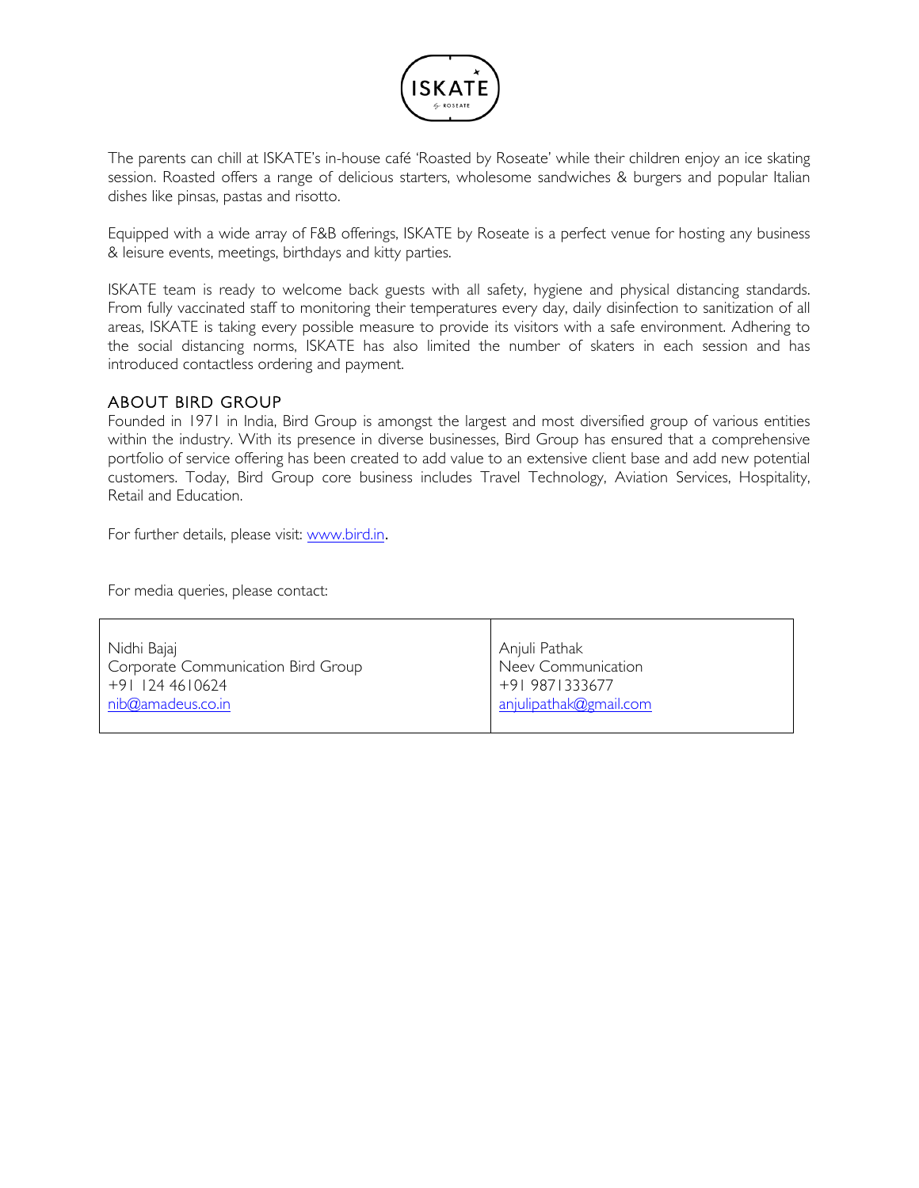The parents can chill at ISKATE's in-house café 'Roasted by Roseate' while their children enjoy an ice skating session. Roasted offers a range of delicious starters, wholesome sandwiches & burgers and popular Italian dishes like pinsas, pastas and risotto.

Equipped with a wide array of F&B offerings, ISKATE by Roseate is a perfect venue for hosting any business & leisure events, meetings, birthdays and kitty parties.

ISKATE team is ready to welcome back guests with all safety, hygiene and physical distancing standards. From fully vaccinated staff to monitoring their temperatures every day, daily disinfection to sanitization of all areas, ISKATE is taking every possible measure to provide its visitors with a safe environment. Adhering to the social distancing norms, ISKATE has also limited the number of skaters in each session and has introduced contactless ordering and payment.

## ABOUT BIRD GROUP

Founded in 1971 in India, Bird Group is amongst the largest and most diversified group of various entities within the industry. With its presence in diverse businesses, Bird Group has ensured that a comprehensive portfolio of service offering has been created to add value to an extensive client base and add new potential customers. Today, Bird Group core business includes Travel Technology, Aviation Services, Hospitality, Retail and Education.

For further details, please visit: [www.bird.in](http://www.bird.in).

For media queries, please contact:

| | |
|---|---|
| Nidhi Bajaj<br>Corporate Communication Bird Group<br>+91 124 4610624<br>nib@amadeus.co.in | Anjuli Pathak<br>Neev Communication<br>+91 9871333677<br>anjulipathak@gmail.com |